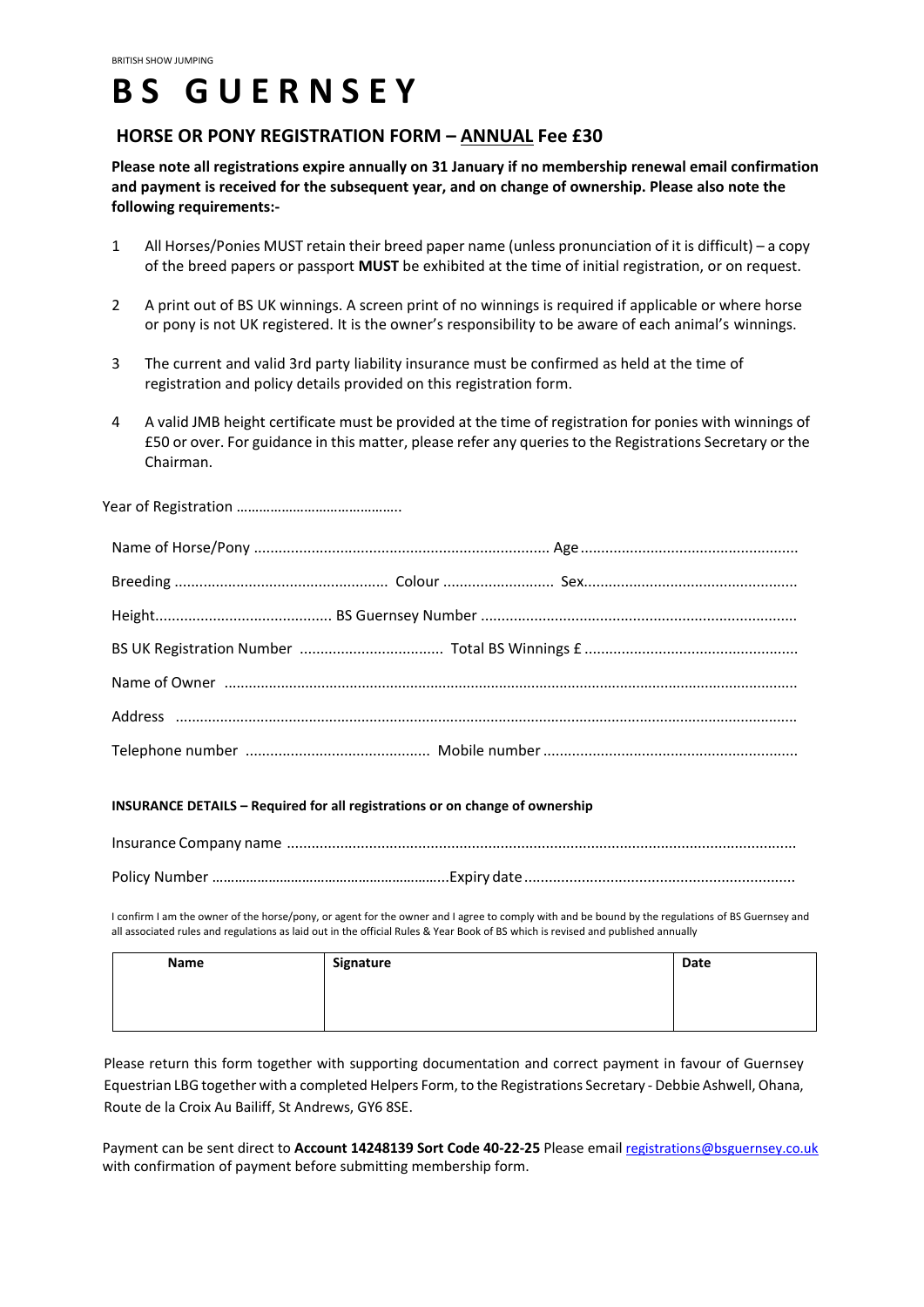BRITISH SHOW JUMPING

# BS GUERNSEY

## HORSE OR PONY REGISTRATION FORM – ANNUAL Fee £30

**Please note all registrations expire annually on 31 January if no membership renewal email confirmation and payment is received for the subsequent year, and on change of ownership. Please also note the following requirements:-**

1. All Horses/Ponies MUST retain their breed paper name (unless pronunciation of it is difficult) – a copy of the breed papers or passport **MUST** be exhibited at the time of initial registration, or on request.
2. A print out of BS UK winnings. A screen print of no winnings is required if applicable or where horse or pony is not UK registered. It is the owner's responsibility to be aware of each animal's winnings.
3. The current and valid 3rd party liability insurance must be confirmed as held at the time of registration and policy details provided on this registration form.
4. A valid JMB height certificate must be provided at the time of registration for ponies with winnings of £50 or over. For guidance in this matter, please refer any queries to the Registrations Secretary or the Chairman.

Year of Registration ……………………………………..

Name of Horse/Pony ……………………………………………………………… Age ……………………………………………………

Breeding …………………………………………… Colour ……………………… Sex……………………………………………

Height…………………………………… BS Guernsey Number ……………………………………………………………………

BS UK Registration Number …………………………… Total BS Winnings £ ……………………………………………

Name of Owner ………………………………………………………………………………………………………………………

Address ………………………………………………………………………………………………………………………………

Telephone number …………………………………… Mobile number ……………………………………………………

**INSURANCE DETAILS – Required for all registrations or on change of ownership**

Insurance Company name ……………………………………………………………………………………………………

Policy Number ……………………………………………………..Expiry date …………………………………………………………

I confirm I am the owner of the horse/pony, or agent for the owner and I agree to comply with and be bound by the regulations of BS Guernsey and all associated rules and regulations as laid out in the official Rules & Year Book of BS which is revised and published annually

| Name | Signature | Date |
|---|---|---|
| | | |

Please return this form together with supporting documentation and correct payment in favour of Guernsey Equestrian LBG together with a completed Helpers Form, to the Registrations Secretary - Debbie Ashwell, Ohana, Route de la Croix Au Bailiff, St Andrews, GY6 8SE.

Payment can be sent direct to **Account 14248139 Sort Code 40-22-25** Please email registrations@bsguernsey.co.uk with confirmation of payment before submitting membership form.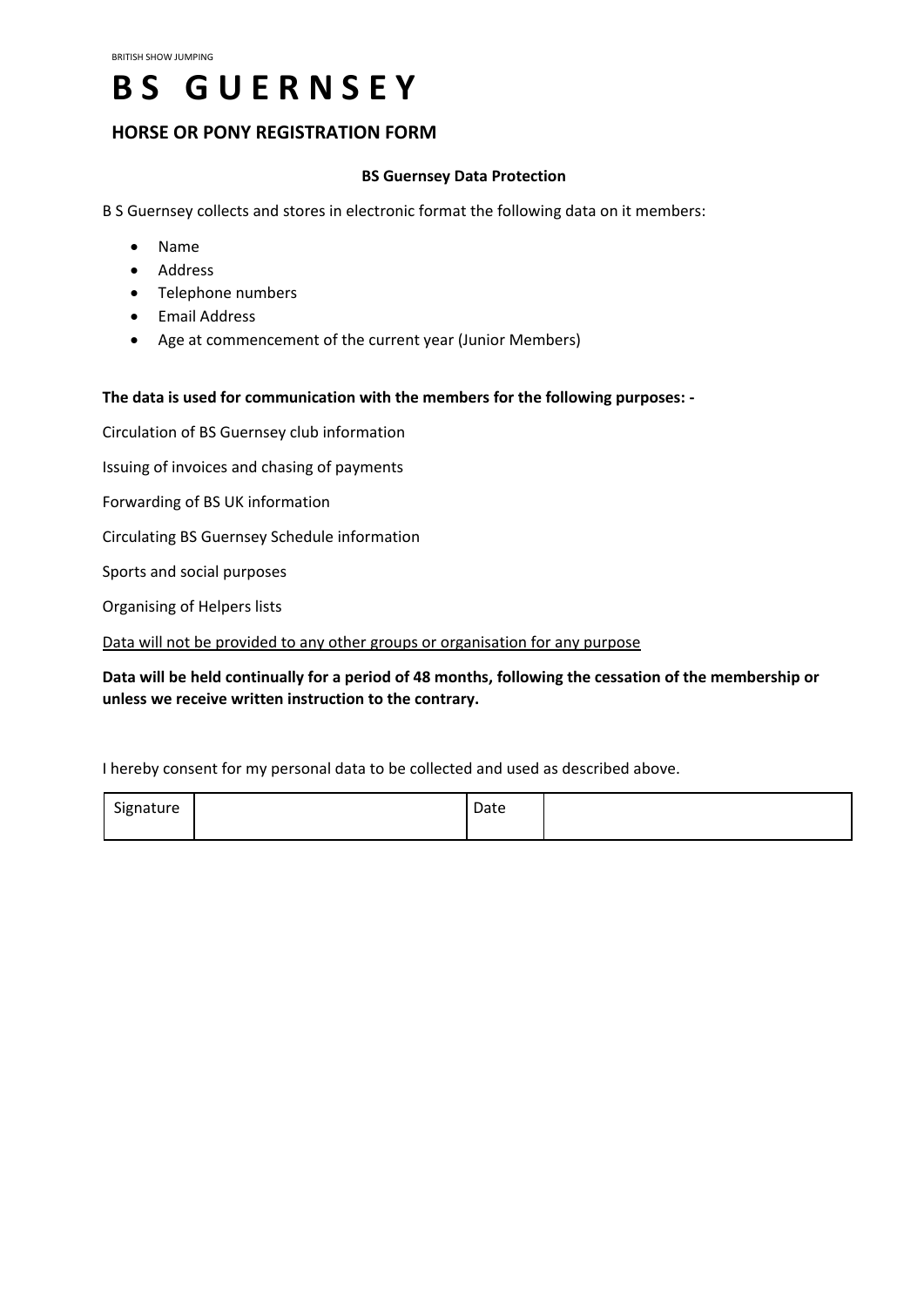BRITISH SHOW JUMPING

# B S G U E R N S E Y

## HORSE OR PONY REGISTRATION FORM

**BS Guernsey Data Protection**

B S Guernsey collects and stores in electronic format the following data on it members:

- Name
- Address
- Telephone numbers
- Email Address
- Age at commencement of the current year (Junior Members)

**The data is used for communication with the members for the following purposes: -**

Circulation of BS Guernsey club information

Issuing of invoices and chasing of payments

Forwarding of BS UK information

Circulating BS Guernsey Schedule information

Sports and social purposes

Organising of Helpers lists

<u>Data will not be provided to any other groups or organisation for any purpose</u>

**Data will be held continually for a period of 48 months, following the cessation of the membership or unless we receive written instruction to the contrary.**

I hereby consent for my personal data to be collected and used as described above.

| | | | |
|---|---|---|---|
| Signature | | Date | |